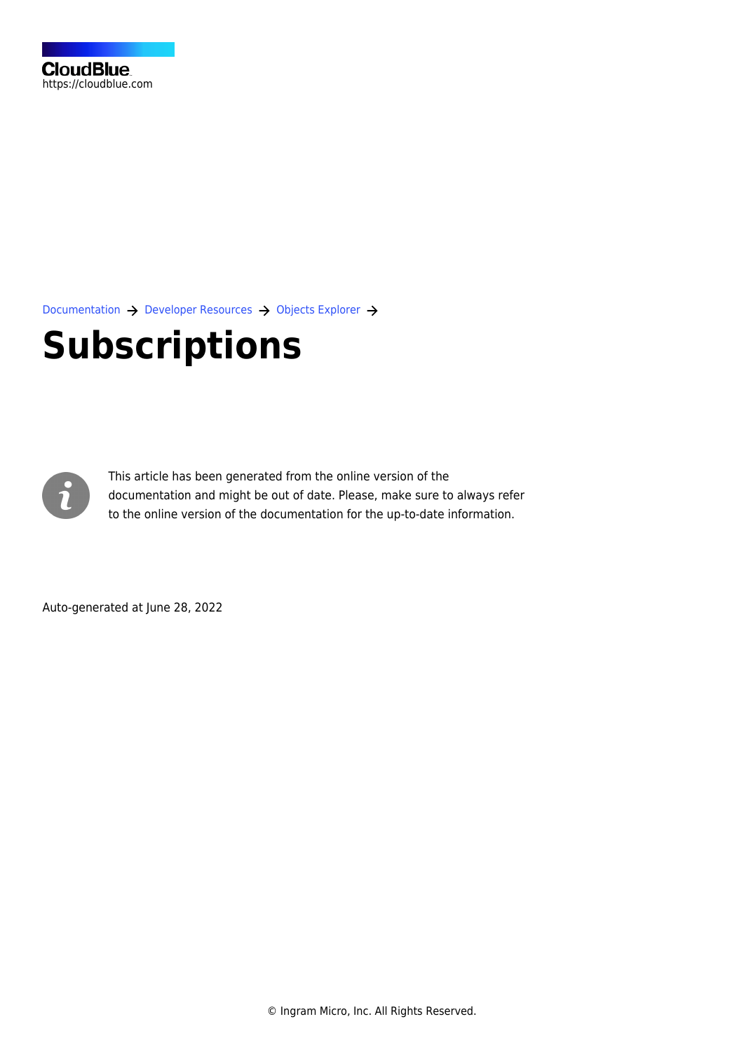CloudBlue
https://cloudblue.com

Documentation → Developer Resources → Objects Explorer →

# Subscriptions

This article has been generated from the online version of the documentation and might be out of date. Please, make sure to always refer to the online version of the documentation for the up-to-date information.

Auto-generated at June 28, 2022

© Ingram Micro, Inc. All Rights Reserved.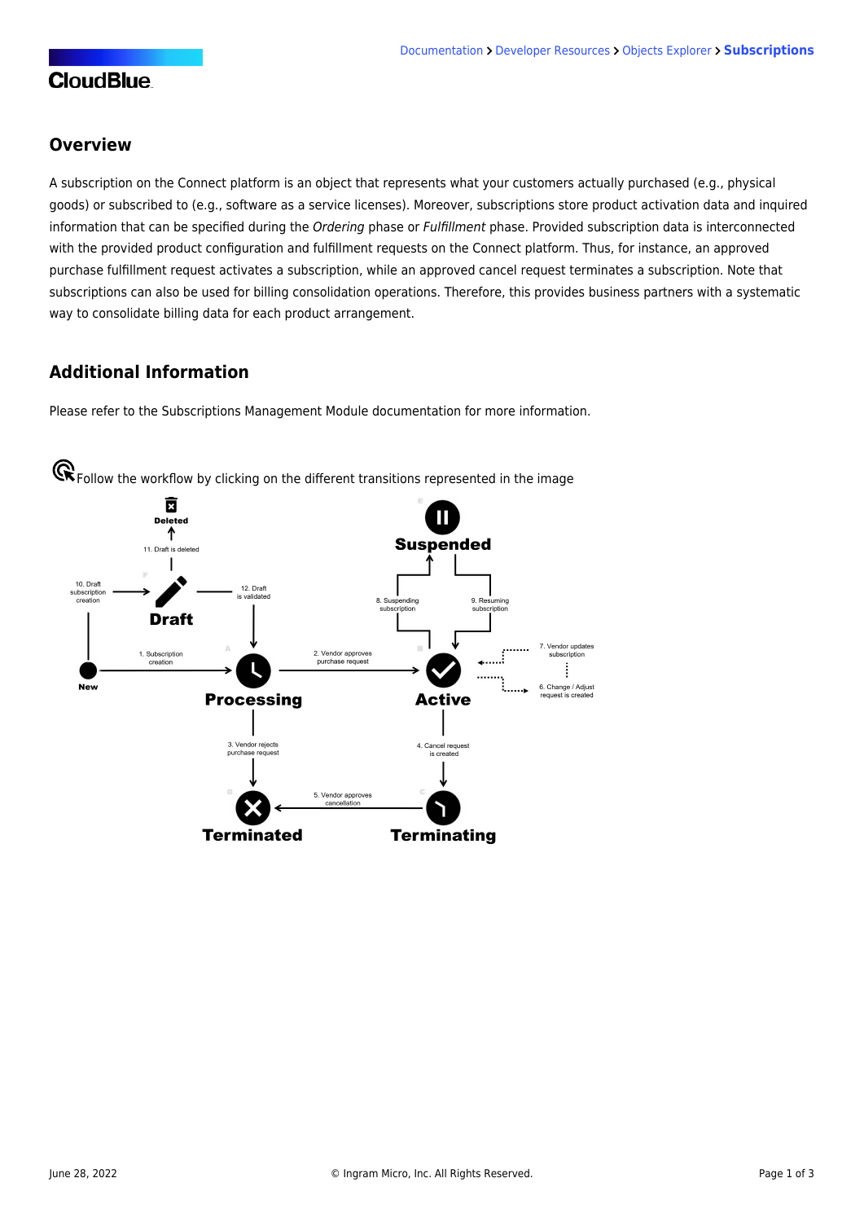## Overview

A subscription on the Connect platform is an object that represents what your customers actually purchased (e.g., physical goods) or subscribed to (e.g., software as a service licenses). Moreover, subscriptions store product activation data and inquired information that can be specified during the *Ordering* phase or *Fulfillment* phase. Provided subscription data is interconnected with the provided product configuration and fulfillment requests on the Connect platform. Thus, for instance, an approved purchase fulfillment request activates a subscription, while an approved cancel request terminates a subscription. Note that subscriptions can also be used for billing consolidation operations. Therefore, this provides business partners with a systematic way to consolidate billing data for each product arrangement.

## Additional Information

Please refer to the Subscriptions Management Module documentation for more information.

Follow the workflow by clicking on the different transitions represented in the image

Deleted

11. Draft is deleted

10. Draft subscription creation

Draft

12. Draft is validated

Suspended

8. Suspending subscription

9. Resuming subscription

New

1. Subscription creation

Processing

2. Vendor approves purchase request

Active

7. Vendor updates subscription

6. Change / Adjust request is created

3. Vendor rejects purchase request

4. Cancel request is created

Terminated

5. Vendor approves cancellation

Terminating